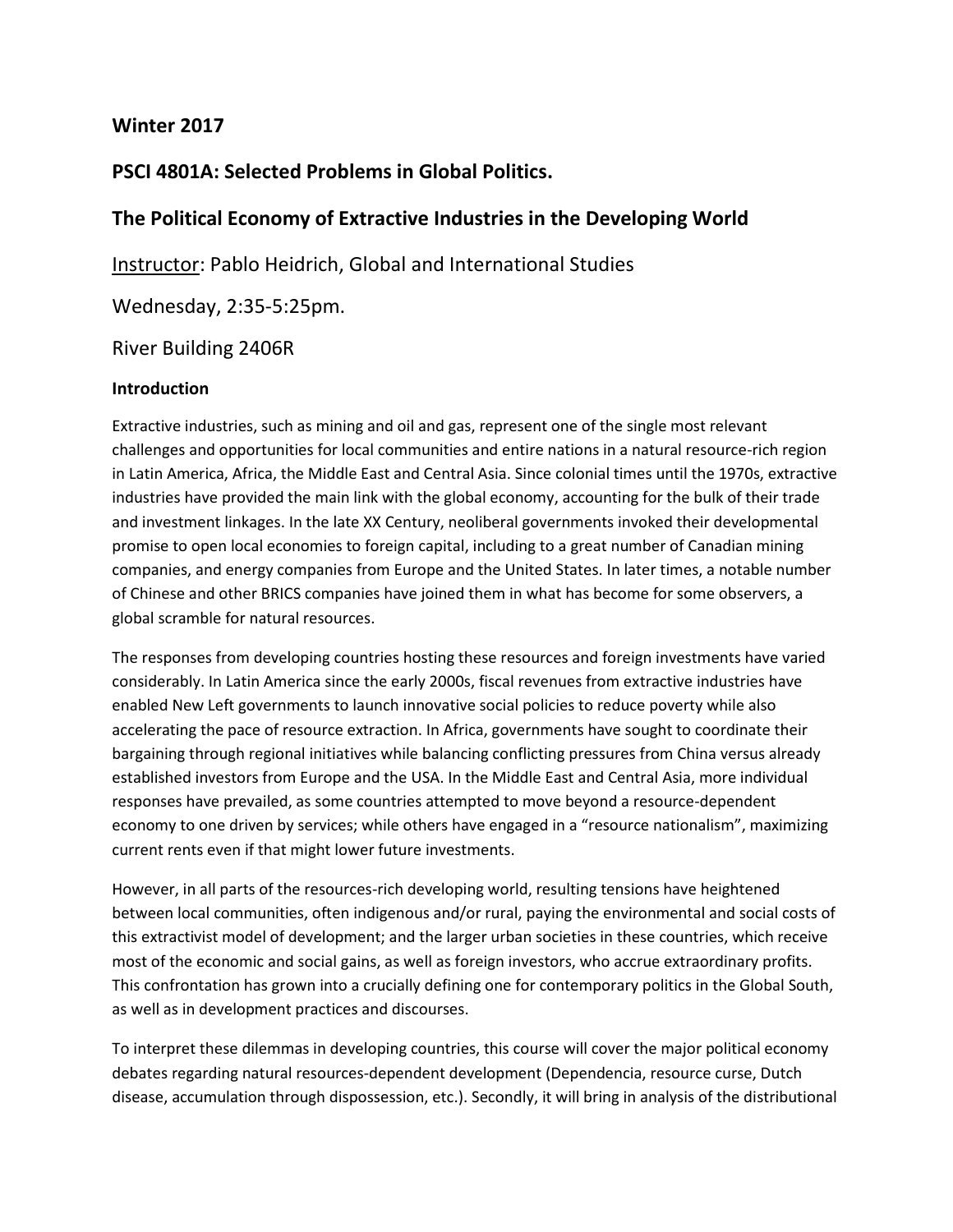## Winter 2017

## PSCI 4801A: Selected Problems in Global Politics.

## The Political Economy of Extractive Industries in the Developing World

<u>Instructor</u>: Pablo Heidrich, Global and International Studies

Wednesday, 2:35-5:25pm.

River Building 2406R

### Introduction

Extractive industries, such as mining and oil and gas, represent one of the single most relevant challenges and opportunities for local communities and entire nations in a natural resource-rich region in Latin America, Africa, the Middle East and Central Asia. Since colonial times until the 1970s, extractive industries have provided the main link with the global economy, accounting for the bulk of their trade and investment linkages. In the late XX Century, neoliberal governments invoked their developmental promise to open local economies to foreign capital, including to a great number of Canadian mining companies, and energy companies from Europe and the United States. In later times, a notable number of Chinese and other BRICS companies have joined them in what has become for some observers, a global scramble for natural resources.

The responses from developing countries hosting these resources and foreign investments have varied considerably. In Latin America since the early 2000s, fiscal revenues from extractive industries have enabled New Left governments to launch innovative social policies to reduce poverty while also accelerating the pace of resource extraction. In Africa, governments have sought to coordinate their bargaining through regional initiatives while balancing conflicting pressures from China versus already established investors from Europe and the USA. In the Middle East and Central Asia, more individual responses have prevailed, as some countries attempted to move beyond a resource-dependent economy to one driven by services; while others have engaged in a "resource nationalism", maximizing current rents even if that might lower future investments.

However, in all parts of the resources-rich developing world, resulting tensions have heightened between local communities, often indigenous and/or rural, paying the environmental and social costs of this extractivist model of development; and the larger urban societies in these countries, which receive most of the economic and social gains, as well as foreign investors, who accrue extraordinary profits. This confrontation has grown into a crucially defining one for contemporary politics in the Global South, as well as in development practices and discourses.

To interpret these dilemmas in developing countries, this course will cover the major political economy debates regarding natural resources-dependent development (Dependencia, resource curse, Dutch disease, accumulation through dispossession, etc.). Secondly, it will bring in analysis of the distributional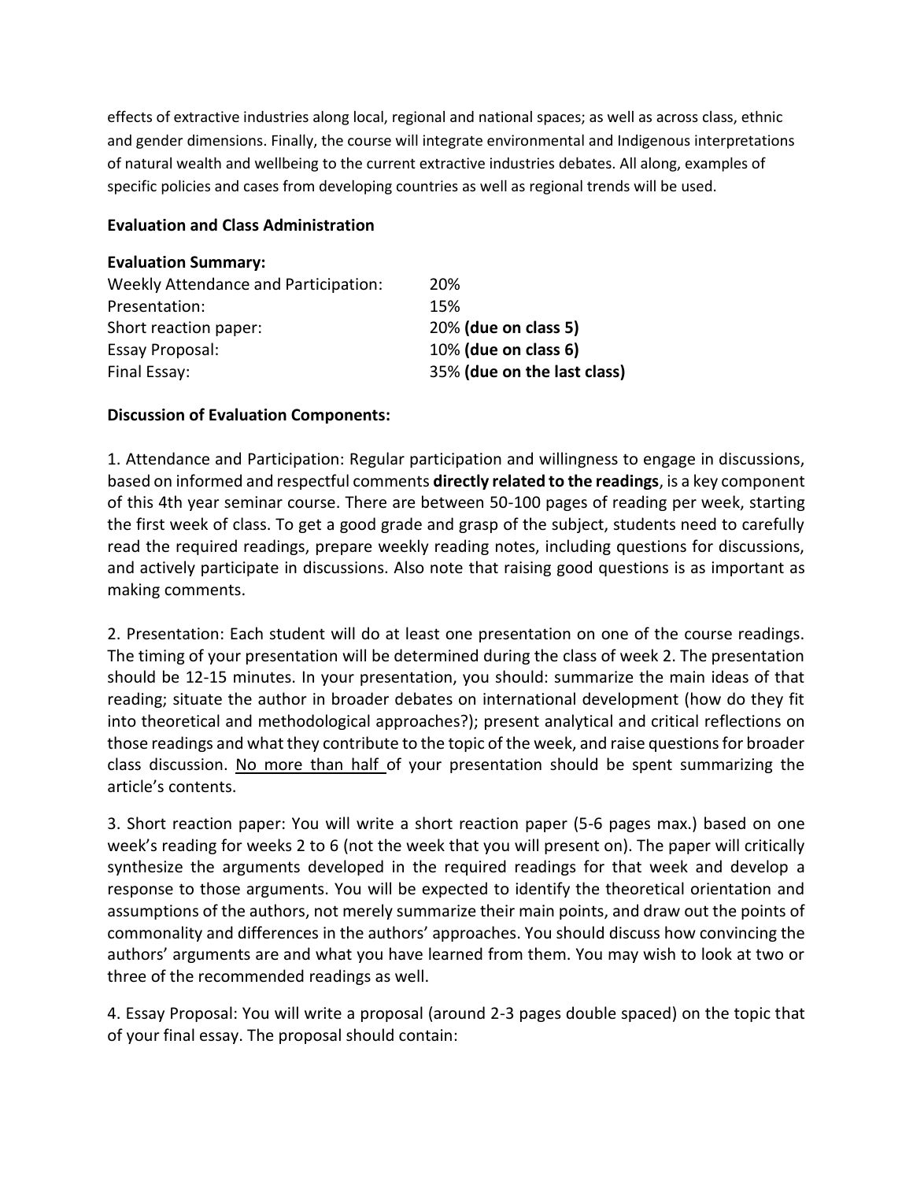effects of extractive industries along local, regional and national spaces; as well as across class, ethnic and gender dimensions. Finally, the course will integrate environmental and Indigenous interpretations of natural wealth and wellbeing to the current extractive industries debates. All along, examples of specific policies and cases from developing countries as well as regional trends will be used.

## Evaluation and Class Administration

### Evaluation Summary:

| | |
|---|---|
| Weekly Attendance and Participation: | 20% |
| Presentation: | 15% |
| Short reaction paper: | 20% **(due on class 5)** |
| Essay Proposal: | 10% **(due on class 6)** |
| Final Essay: | 35% **(due on the last class)** |

### Discussion of Evaluation Components:

1. Attendance and Participation: Regular participation and willingness to engage in discussions, based on informed and respectful comments **directly related to the readings**, is a key component of this 4th year seminar course. There are between 50-100 pages of reading per week, starting the first week of class. To get a good grade and grasp of the subject, students need to carefully read the required readings, prepare weekly reading notes, including questions for discussions, and actively participate in discussions. Also note that raising good questions is as important as making comments.

2. Presentation: Each student will do at least one presentation on one of the course readings. The timing of your presentation will be determined during the class of week 2. The presentation should be 12-15 minutes. In your presentation, you should: summarize the main ideas of that reading; situate the author in broader debates on international development (how do they fit into theoretical and methodological approaches?); present analytical and critical reflections on those readings and what they contribute to the topic of the week, and raise questions for broader class discussion. <u>No more than half</u> of your presentation should be spent summarizing the article's contents.

3. Short reaction paper: You will write a short reaction paper (5-6 pages max.) based on one week's reading for weeks 2 to 6 (not the week that you will present on). The paper will critically synthesize the arguments developed in the required readings for that week and develop a response to those arguments. You will be expected to identify the theoretical orientation and assumptions of the authors, not merely summarize their main points, and draw out the points of commonality and differences in the authors' approaches. You should discuss how convincing the authors' arguments are and what you have learned from them. You may wish to look at two or three of the recommended readings as well.

4. Essay Proposal: You will write a proposal (around 2-3 pages double spaced) on the topic that of your final essay. The proposal should contain: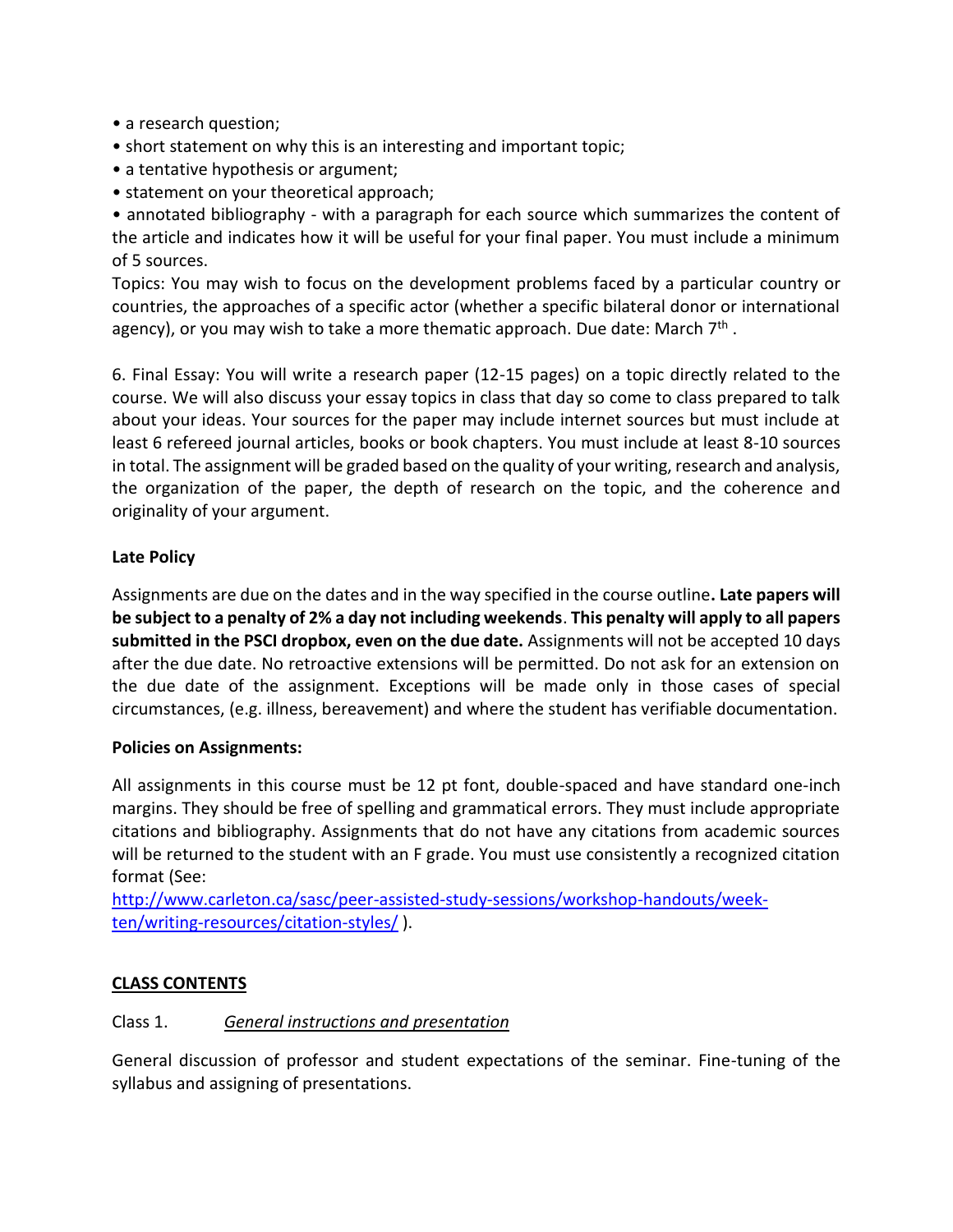- a research question;
- short statement on why this is an interesting and important topic;
- a tentative hypothesis or argument;
- statement on your theoretical approach;
- annotated bibliography - with a paragraph for each source which summarizes the content of the article and indicates how it will be useful for your final paper. You must include a minimum of 5 sources.

Topics: You may wish to focus on the development problems faced by a particular country or countries, the approaches of a specific actor (whether a specific bilateral donor or international agency), or you may wish to take a more thematic approach. Due date: March 7th .

6. Final Essay: You will write a research paper (12-15 pages) on a topic directly related to the course. We will also discuss your essay topics in class that day so come to class prepared to talk about your ideas. Your sources for the paper may include internet sources but must include at least 6 refereed journal articles, books or book chapters. You must include at least 8-10 sources in total. The assignment will be graded based on the quality of your writing, research and analysis, the organization of the paper, the depth of research on the topic, and the coherence and originality of your argument.

**Late Policy**

Assignments are due on the dates and in the way specified in the course outline**. Late papers will be subject to a penalty of 2% a day not including weekends**. **This penalty will apply to all papers submitted in the PSCI dropbox, even on the due date.** Assignments will not be accepted 10 days after the due date. No retroactive extensions will be permitted. Do not ask for an extension on the due date of the assignment. Exceptions will be made only in those cases of special circumstances, (e.g. illness, bereavement) and where the student has verifiable documentation.

**Policies on Assignments:**

All assignments in this course must be 12 pt font, double-spaced and have standard one-inch margins. They should be free of spelling and grammatical errors. They must include appropriate citations and bibliography. Assignments that do not have any citations from academic sources will be returned to the student with an F grade. You must use consistently a recognized citation format (See: http://www.carleton.ca/sasc/peer-assisted-study-sessions/workshop-handouts/week-ten/writing-resources/citation-styles/ ).

**<u>CLASS CONTENTS</u>**

Class 1. *<u>General instructions and presentation</u>*

General discussion of professor and student expectations of the seminar. Fine-tuning of the syllabus and assigning of presentations.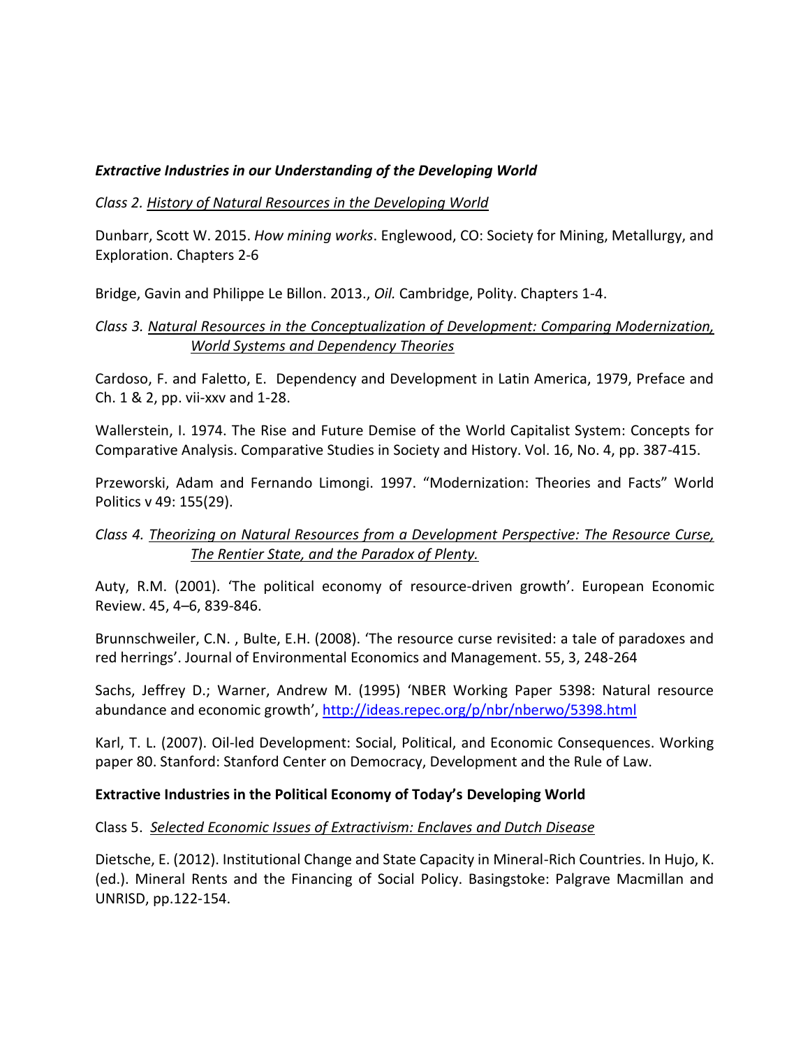***Extractive Industries in our Understanding of the Developing World***

*Class 2. <u>History of Natural Resources in the Developing World</u>*

Dunbarr, Scott W. 2015. *How mining works*. Englewood, CO: Society for Mining, Metallurgy, and Exploration. Chapters 2-6

Bridge, Gavin and Philippe Le Billon. 2013., *Oil.* Cambridge, Polity. Chapters 1-4.

*Class 3. <u>Natural Resources in the Conceptualization of Development: Comparing Modernization, World Systems and Dependency Theories</u>*

Cardoso, F. and Faletto, E. Dependency and Development in Latin America, 1979, Preface and Ch. 1 & 2, pp. vii-xxv and 1-28.

Wallerstein, I. 1974. The Rise and Future Demise of the World Capitalist System: Concepts for Comparative Analysis. Comparative Studies in Society and History. Vol. 16, No. 4, pp. 387-415.

Przeworski, Adam and Fernando Limongi. 1997. "Modernization: Theories and Facts" World Politics v 49: 155(29).

*Class 4. <u>Theorizing on Natural Resources from a Development Perspective: The Resource Curse, The Rentier State, and the Paradox of Plenty.</u>*

Auty, R.M. (2001). 'The political economy of resource-driven growth'. European Economic Review. 45, 4–6, 839-846.

Brunnschweiler, C.N. , Bulte, E.H. (2008). 'The resource curse revisited: a tale of paradoxes and red herrings'. Journal of Environmental Economics and Management. 55, 3, 248-264

Sachs, Jeffrey D.; Warner, Andrew M. (1995) 'NBER Working Paper 5398: Natural resource abundance and economic growth', http://ideas.repec.org/p/nbr/nberwo/5398.html

Karl, T. L. (2007). Oil-led Development: Social, Political, and Economic Consequences. Working paper 80. Stanford: Stanford Center on Democracy, Development and the Rule of Law.

**Extractive Industries in the Political Economy of Today's Developing World**

Class 5. *<u>Selected Economic Issues of Extractivism: Enclaves and Dutch Disease</u>*

Dietsche, E. (2012). Institutional Change and State Capacity in Mineral-Rich Countries. In Hujo, K. (ed.). Mineral Rents and the Financing of Social Policy. Basingstoke: Palgrave Macmillan and UNRISD, pp.122-154.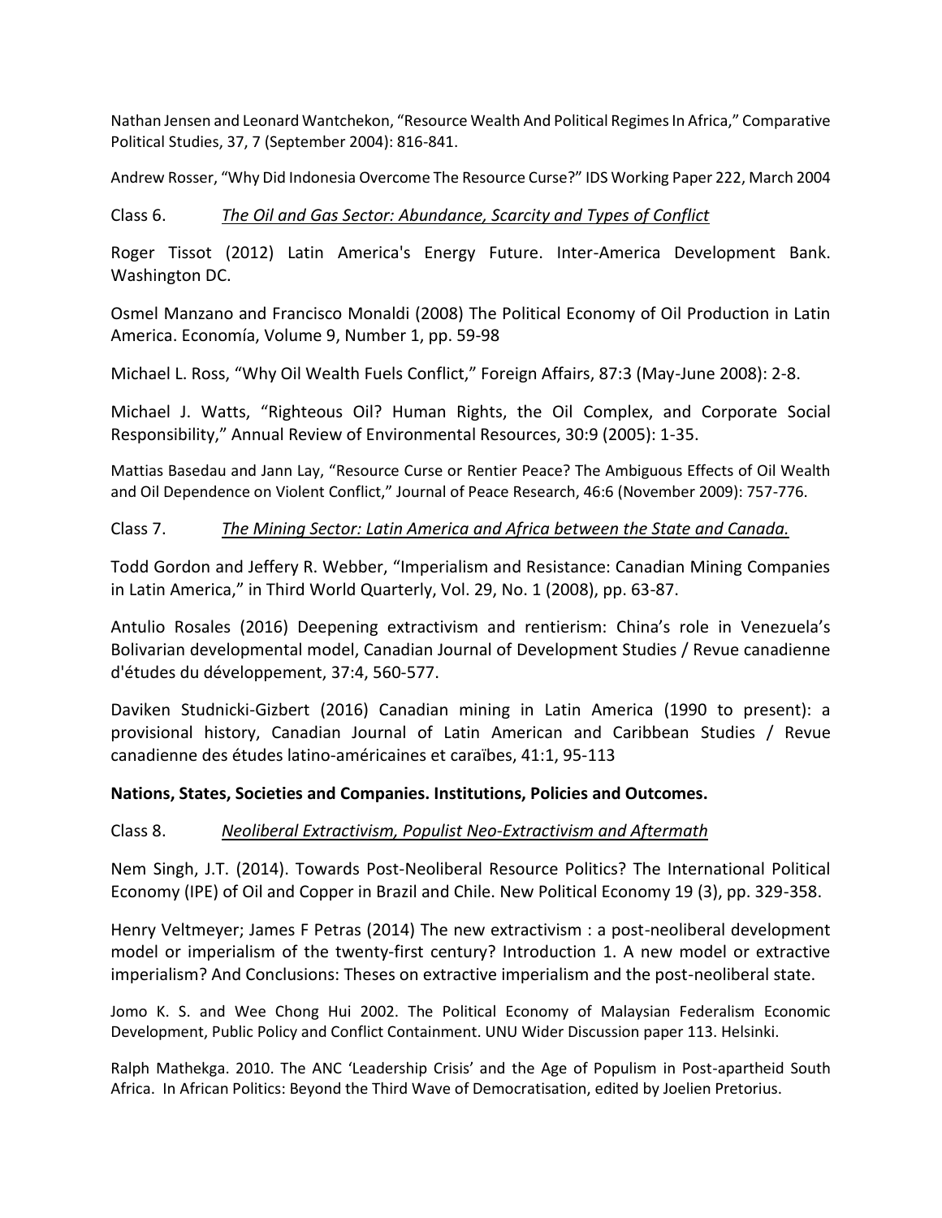Nathan Jensen and Leonard Wantchekon, "Resource Wealth And Political Regimes In Africa," Comparative Political Studies, 37, 7 (September 2004): 816-841.

Andrew Rosser, "Why Did Indonesia Overcome The Resource Curse?" IDS Working Paper 222, March 2004

Class 6. *The Oil and Gas Sector: Abundance, Scarcity and Types of Conflict*

Roger Tissot (2012) Latin America's Energy Future. Inter-America Development Bank. Washington DC.

Osmel Manzano and Francisco Monaldi (2008) The Political Economy of Oil Production in Latin America. Economía, Volume 9, Number 1, pp. 59-98

Michael L. Ross, "Why Oil Wealth Fuels Conflict," Foreign Affairs, 87:3 (May-June 2008): 2-8.

Michael J. Watts, "Righteous Oil? Human Rights, the Oil Complex, and Corporate Social Responsibility," Annual Review of Environmental Resources, 30:9 (2005): 1-35.

Mattias Basedau and Jann Lay, "Resource Curse or Rentier Peace? The Ambiguous Effects of Oil Wealth and Oil Dependence on Violent Conflict," Journal of Peace Research, 46:6 (November 2009): 757-776.

Class 7. *The Mining Sector: Latin America and Africa between the State and Canada.*

Todd Gordon and Jeffery R. Webber, "Imperialism and Resistance: Canadian Mining Companies in Latin America," in Third World Quarterly, Vol. 29, No. 1 (2008), pp. 63-87.

Antulio Rosales (2016) Deepening extractivism and rentierism: China's role in Venezuela's Bolivarian developmental model, Canadian Journal of Development Studies / Revue canadienne d'études du développement, 37:4, 560-577.

Daviken Studnicki-Gizbert (2016) Canadian mining in Latin America (1990 to present): a provisional history, Canadian Journal of Latin American and Caribbean Studies / Revue canadienne des études latino-américaines et caraïbes, 41:1, 95-113

**Nations, States, Societies and Companies. Institutions, Policies and Outcomes.**

Class 8. *Neoliberal Extractivism, Populist Neo-Extractivism and Aftermath*

Nem Singh, J.T. (2014). Towards Post-Neoliberal Resource Politics? The International Political Economy (IPE) of Oil and Copper in Brazil and Chile. New Political Economy 19 (3), pp. 329-358.

Henry Veltmeyer; James F Petras (2014) The new extractivism : a post-neoliberal development model or imperialism of the twenty-first century? Introduction 1. A new model or extractive imperialism? And Conclusions: Theses on extractive imperialism and the post-neoliberal state.

Jomo K. S. and Wee Chong Hui 2002. The Political Economy of Malaysian Federalism Economic Development, Public Policy and Conflict Containment. UNU Wider Discussion paper 113. Helsinki.

Ralph Mathekga. 2010. The ANC 'Leadership Crisis' and the Age of Populism in Post-apartheid South Africa. In African Politics: Beyond the Third Wave of Democratisation, edited by Joelien Pretorius.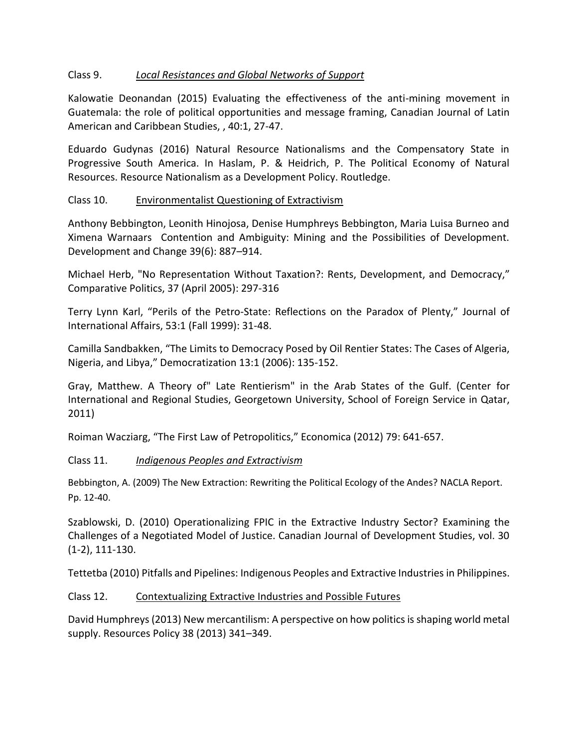Class 9. *Local Resistances and Global Networks of Support*

Kalowatie Deonandan (2015) Evaluating the effectiveness of the anti-mining movement in Guatemala: the role of political opportunities and message framing, Canadian Journal of Latin American and Caribbean Studies, , 40:1, 27-47.

Eduardo Gudynas (2016) Natural Resource Nationalisms and the Compensatory State in Progressive South America. In Haslam, P. & Heidrich, P. The Political Economy of Natural Resources. Resource Nationalism as a Development Policy. Routledge.

Class 10. Environmentalist Questioning of Extractivism

Anthony Bebbington, Leonith Hinojosa, Denise Humphreys Bebbington, Maria Luisa Burneo and Ximena Warnaars Contention and Ambiguity: Mining and the Possibilities of Development. Development and Change 39(6): 887–914.

Michael Herb, "No Representation Without Taxation?: Rents, Development, and Democracy," Comparative Politics, 37 (April 2005): 297-316

Terry Lynn Karl, "Perils of the Petro-State: Reflections on the Paradox of Plenty," Journal of International Affairs, 53:1 (Fall 1999): 31-48.

Camilla Sandbakken, "The Limits to Democracy Posed by Oil Rentier States: The Cases of Algeria, Nigeria, and Libya," Democratization 13:1 (2006): 135-152.

Gray, Matthew. A Theory of" Late Rentierism" in the Arab States of the Gulf. (Center for International and Regional Studies, Georgetown University, School of Foreign Service in Qatar, 2011)

Roiman Wacziarg, "The First Law of Petropolitics," Economica (2012) 79: 641-657.

Class 11. *Indigenous Peoples and Extractivism*

Bebbington, A. (2009) The New Extraction: Rewriting the Political Ecology of the Andes? NACLA Report. Pp. 12-40.

Szablowski, D. (2010) Operationalizing FPIC in the Extractive Industry Sector? Examining the Challenges of a Negotiated Model of Justice. Canadian Journal of Development Studies, vol. 30 (1-2), 111-130.

Tettetba (2010) Pitfalls and Pipelines: Indigenous Peoples and Extractive Industries in Philippines.

Class 12. Contextualizing Extractive Industries and Possible Futures

David Humphreys (2013) New mercantilism: A perspective on how politics is shaping world metal supply. Resources Policy 38 (2013) 341–349.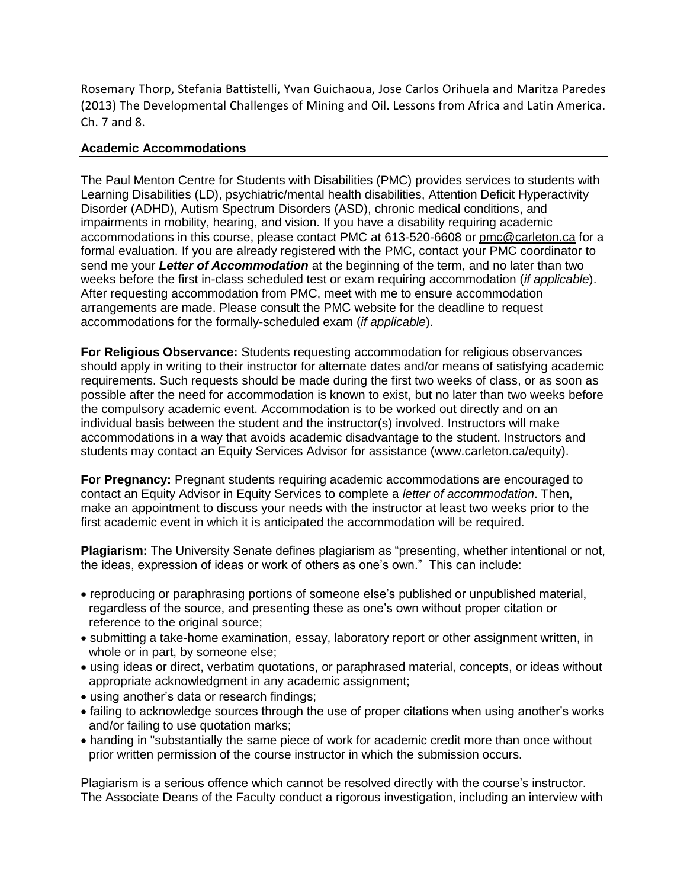Rosemary Thorp, Stefania Battistelli, Yvan Guichaoua, Jose Carlos Orihuela and Maritza Paredes (2013) The Developmental Challenges of Mining and Oil. Lessons from Africa and Latin America. Ch. 7 and 8.

## Academic Accommodations

The Paul Menton Centre for Students with Disabilities (PMC) provides services to students with Learning Disabilities (LD), psychiatric/mental health disabilities, Attention Deficit Hyperactivity Disorder (ADHD), Autism Spectrum Disorders (ASD), chronic medical conditions, and impairments in mobility, hearing, and vision. If you have a disability requiring academic accommodations in this course, please contact PMC at 613-520-6608 or pmc@carleton.ca for a formal evaluation. If you are already registered with the PMC, contact your PMC coordinator to send me your ***Letter of Accommodation*** at the beginning of the term, and no later than two weeks before the first in-class scheduled test or exam requiring accommodation (*if applicable*). After requesting accommodation from PMC, meet with me to ensure accommodation arrangements are made. Please consult the PMC website for the deadline to request accommodations for the formally-scheduled exam (*if applicable*).

**For Religious Observance:** Students requesting accommodation for religious observances should apply in writing to their instructor for alternate dates and/or means of satisfying academic requirements. Such requests should be made during the first two weeks of class, or as soon as possible after the need for accommodation is known to exist, but no later than two weeks before the compulsory academic event. Accommodation is to be worked out directly and on an individual basis between the student and the instructor(s) involved. Instructors will make accommodations in a way that avoids academic disadvantage to the student. Instructors and students may contact an Equity Services Advisor for assistance (www.carleton.ca/equity).

**For Pregnancy:** Pregnant students requiring academic accommodations are encouraged to contact an Equity Advisor in Equity Services to complete a *letter of accommodation*. Then, make an appointment to discuss your needs with the instructor at least two weeks prior to the first academic event in which it is anticipated the accommodation will be required.

**Plagiarism:** The University Senate defines plagiarism as "presenting, whether intentional or not, the ideas, expression of ideas or work of others as one's own." This can include:

- reproducing or paraphrasing portions of someone else's published or unpublished material, regardless of the source, and presenting these as one's own without proper citation or reference to the original source;
- submitting a take-home examination, essay, laboratory report or other assignment written, in whole or in part, by someone else;
- using ideas or direct, verbatim quotations, or paraphrased material, concepts, or ideas without appropriate acknowledgment in any academic assignment;
- using another's data or research findings;
- failing to acknowledge sources through the use of proper citations when using another's works and/or failing to use quotation marks;
- handing in "substantially the same piece of work for academic credit more than once without prior written permission of the course instructor in which the submission occurs.

Plagiarism is a serious offence which cannot be resolved directly with the course's instructor. The Associate Deans of the Faculty conduct a rigorous investigation, including an interview with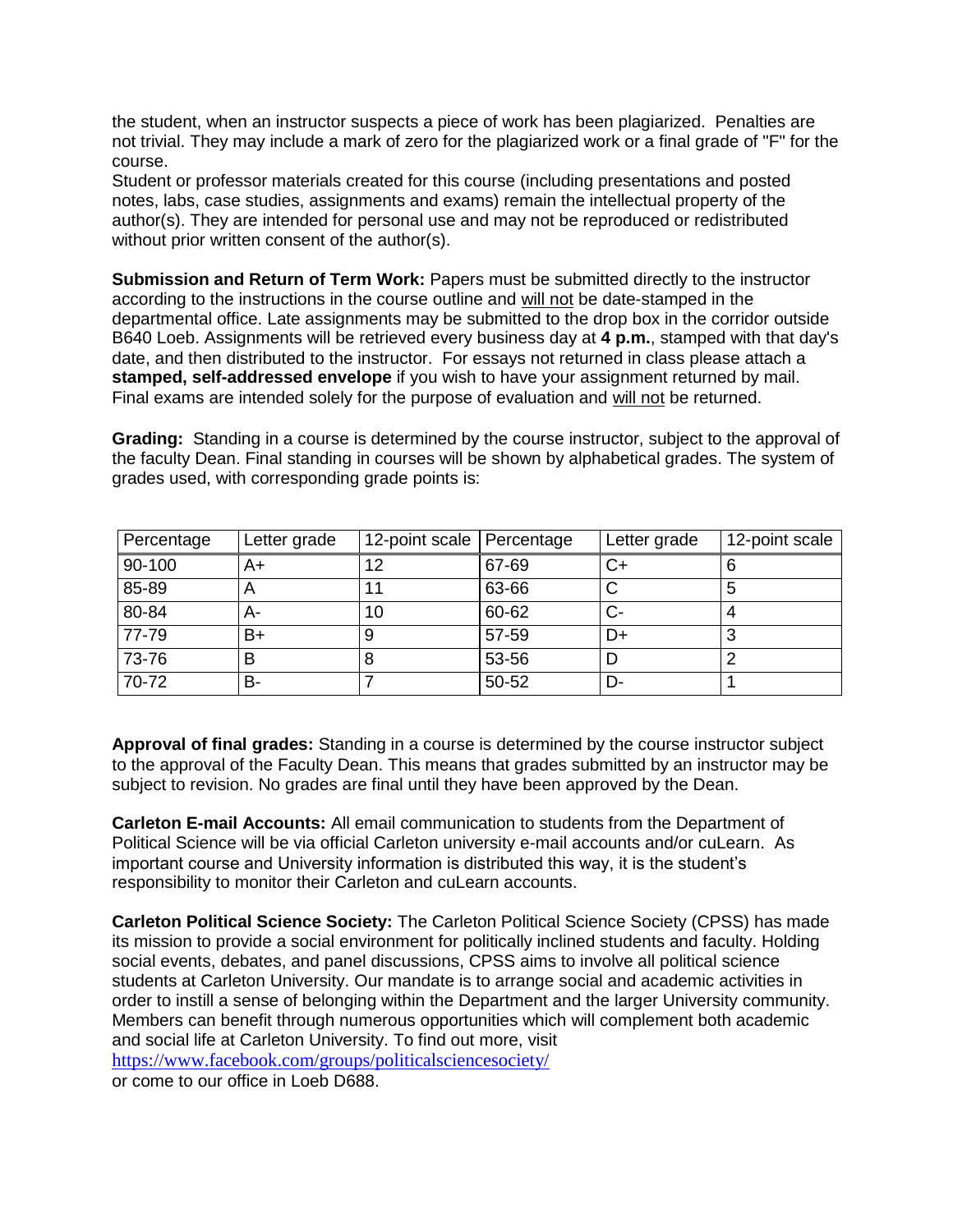the student, when an instructor suspects a piece of work has been plagiarized. Penalties are not trivial. They may include a mark of zero for the plagiarized work or a final grade of "F" for the course.
Student or professor materials created for this course (including presentations and posted notes, labs, case studies, assignments and exams) remain the intellectual property of the author(s). They are intended for personal use and may not be reproduced or redistributed without prior written consent of the author(s).

**Submission and Return of Term Work:** Papers must be submitted directly to the instructor according to the instructions in the course outline and will not be date-stamped in the departmental office. Late assignments may be submitted to the drop box in the corridor outside B640 Loeb. Assignments will be retrieved every business day at **4 p.m.**, stamped with that day's date, and then distributed to the instructor. For essays not returned in class please attach a **stamped, self-addressed envelope** if you wish to have your assignment returned by mail. Final exams are intended solely for the purpose of evaluation and will not be returned.

**Grading:** Standing in a course is determined by the course instructor, subject to the approval of the faculty Dean. Final standing in courses will be shown by alphabetical grades. The system of grades used, with corresponding grade points is:

| Percentage | Letter grade | 12-point scale | Percentage | Letter grade | 12-point scale |
|---|---|---|---|---|---|
| 90-100 | A+ | 12 | 67-69 | C+ | 6 |
| 85-89 | A | 11 | 63-66 | C | 5 |
| 80-84 | A- | 10 | 60-62 | C- | 4 |
| 77-79 | B+ | 9 | 57-59 | D+ | 3 |
| 73-76 | B | 8 | 53-56 | D | 2 |
| 70-72 | B- | 7 | 50-52 | D- | 1 |

**Approval of final grades:** Standing in a course is determined by the course instructor subject to the approval of the Faculty Dean. This means that grades submitted by an instructor may be subject to revision. No grades are final until they have been approved by the Dean.

**Carleton E-mail Accounts:** All email communication to students from the Department of Political Science will be via official Carleton university e-mail accounts and/or cuLearn. As important course and University information is distributed this way, it is the student's responsibility to monitor their Carleton and cuLearn accounts.

**Carleton Political Science Society:** The Carleton Political Science Society (CPSS) has made its mission to provide a social environment for politically inclined students and faculty. Holding social events, debates, and panel discussions, CPSS aims to involve all political science students at Carleton University. Our mandate is to arrange social and academic activities in order to instill a sense of belonging within the Department and the larger University community. Members can benefit through numerous opportunities which will complement both academic and social life at Carleton University. To find out more, visit
https://www.facebook.com/groups/politicalsciencesociety/
or come to our office in Loeb D688.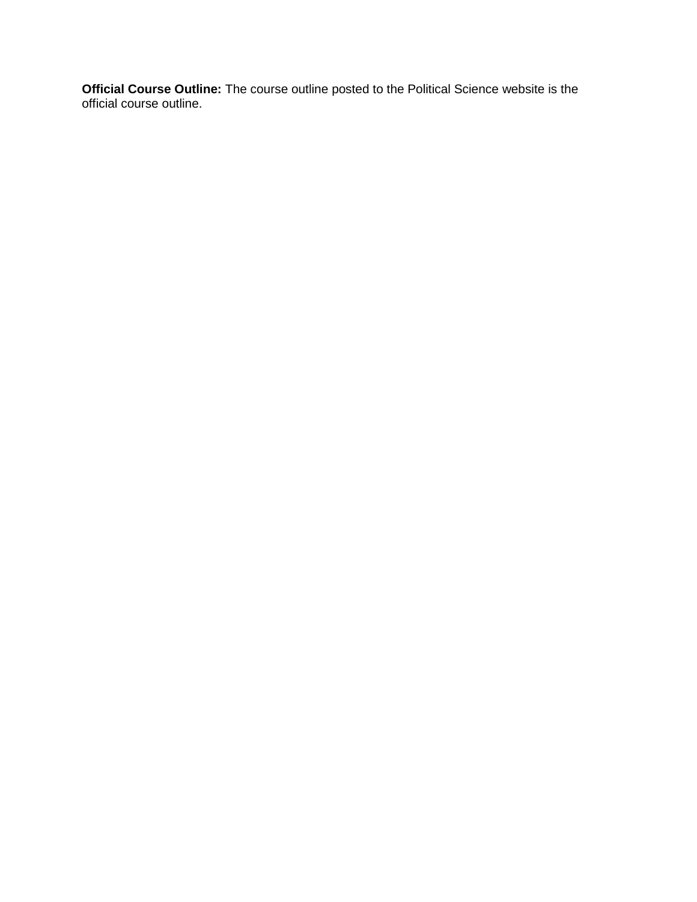**Official Course Outline:** The course outline posted to the Political Science website is the official course outline.